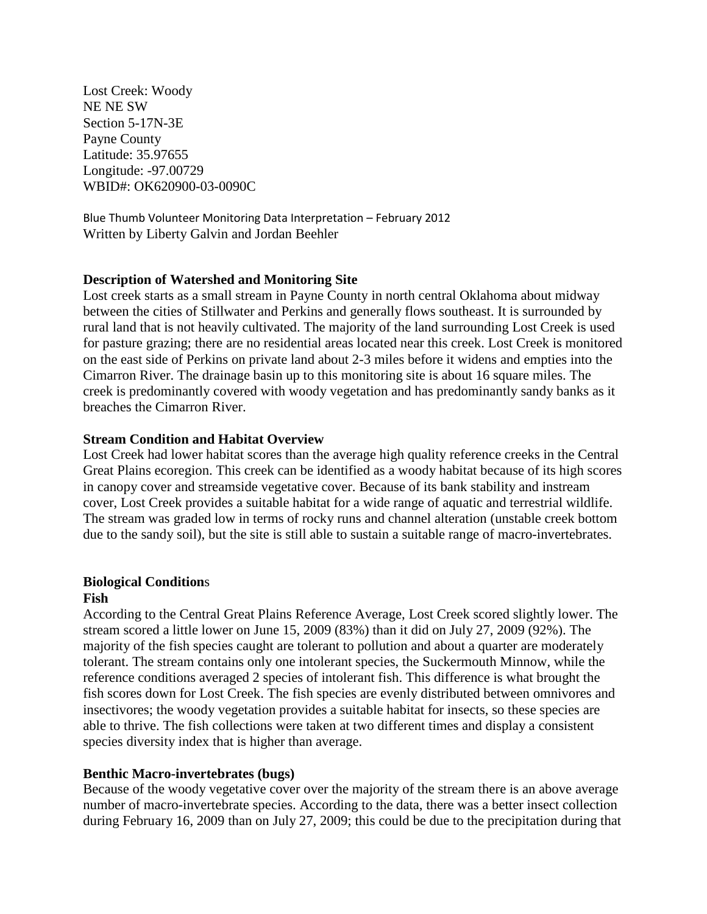Lost Creek: Woody
NE NE SW
Section 5-17N-3E
Payne County
Latitude: 35.97655
Longitude: -97.00729
WBID#: OK620900-03-0090C

Blue Thumb Volunteer Monitoring Data Interpretation – February 2012
Written by Liberty Galvin and Jordan Beehler

**Description of Watershed and Monitoring Site**

Lost creek starts as a small stream in Payne County in north central Oklahoma about midway between the cities of Stillwater and Perkins and generally flows southeast. It is surrounded by rural land that is not heavily cultivated. The majority of the land surrounding Lost Creek is used for pasture grazing; there are no residential areas located near this creek. Lost Creek is monitored on the east side of Perkins on private land about 2-3 miles before it widens and empties into the Cimarron River. The drainage basin up to this monitoring site is about 16 square miles. The creek is predominantly covered with woody vegetation and has predominantly sandy banks as it breaches the Cimarron River.

**Stream Condition and Habitat Overview**

Lost Creek had lower habitat scores than the average high quality reference creeks in the Central Great Plains ecoregion. This creek can be identified as a woody habitat because of its high scores in canopy cover and streamside vegetative cover. Because of its bank stability and instream cover, Lost Creek provides a suitable habitat for a wide range of aquatic and terrestrial wildlife. The stream was graded low in terms of rocky runs and channel alteration (unstable creek bottom due to the sandy soil), but the site is still able to sustain a suitable range of macro-invertebrates.

**Biological Conditions**

**Fish**

According to the Central Great Plains Reference Average, Lost Creek scored slightly lower. The stream scored a little lower on June 15, 2009 (83%) than it did on July 27, 2009 (92%). The majority of the fish species caught are tolerant to pollution and about a quarter are moderately tolerant. The stream contains only one intolerant species, the Suckermouth Minnow, while the reference conditions averaged 2 species of intolerant fish. This difference is what brought the fish scores down for Lost Creek. The fish species are evenly distributed between omnivores and insectivores; the woody vegetation provides a suitable habitat for insects, so these species are able to thrive. The fish collections were taken at two different times and display a consistent species diversity index that is higher than average.

**Benthic Macro-invertebrates (bugs)**

Because of the woody vegetative cover over the majority of the stream there is an above average number of macro-invertebrate species. According to the data, there was a better insect collection during February 16, 2009 than on July 27, 2009; this could be due to the precipitation during that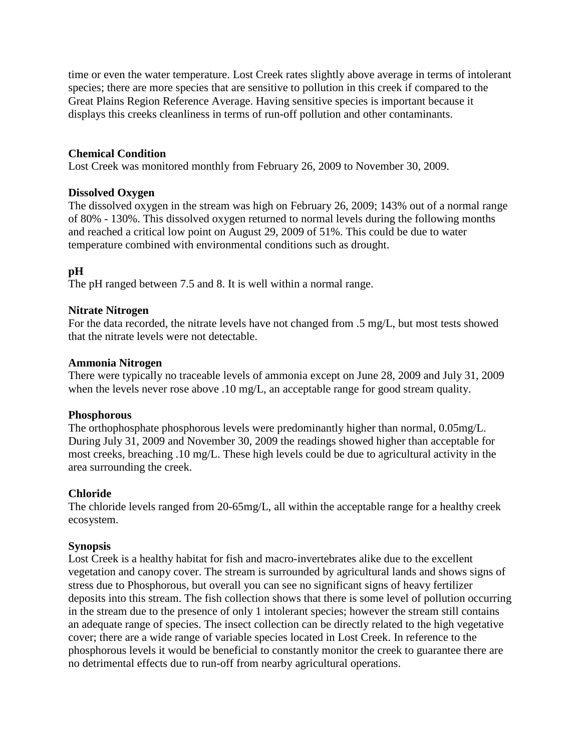time or even the water temperature. Lost Creek rates slightly above average in terms of intolerant species; there are more species that are sensitive to pollution in this creek if compared to the Great Plains Region Reference Average. Having sensitive species is important because it displays this creeks cleanliness in terms of run-off pollution and other contaminants.

**Chemical Condition**
Lost Creek was monitored monthly from February 26, 2009 to November 30, 2009.

**Dissolved Oxygen**
The dissolved oxygen in the stream was high on February 26, 2009; 143% out of a normal range of 80% - 130%. This dissolved oxygen returned to normal levels during the following months and reached a critical low point on August 29, 2009 of 51%. This could be due to water temperature combined with environmental conditions such as drought.

**pH**
The pH ranged between 7.5 and 8. It is well within a normal range.

**Nitrate Nitrogen**
For the data recorded, the nitrate levels have not changed from .5 mg/L, but most tests showed that the nitrate levels were not detectable.

**Ammonia Nitrogen**
There were typically no traceable levels of ammonia except on June 28, 2009 and July 31, 2009 when the levels never rose above .10 mg/L, an acceptable range for good stream quality.

**Phosphorous**
The orthophosphate phosphorous levels were predominantly higher than normal, 0.05mg/L. During July 31, 2009 and November 30, 2009 the readings showed higher than acceptable for most creeks, breaching .10 mg/L. These high levels could be due to agricultural activity in the area surrounding the creek.

**Chloride**
The chloride levels ranged from 20-65mg/L, all within the acceptable range for a healthy creek ecosystem.

**Synopsis**
Lost Creek is a healthy habitat for fish and macro-invertebrates alike due to the excellent vegetation and canopy cover. The stream is surrounded by agricultural lands and shows signs of stress due to Phosphorous, but overall you can see no significant signs of heavy fertilizer deposits into this stream. The fish collection shows that there is some level of pollution occurring in the stream due to the presence of only 1 intolerant species; however the stream still contains an adequate range of species. The insect collection can be directly related to the high vegetative cover; there are a wide range of variable species located in Lost Creek. In reference to the phosphorous levels it would be beneficial to constantly monitor the creek to guarantee there are no detrimental effects due to run-off from nearby agricultural operations.